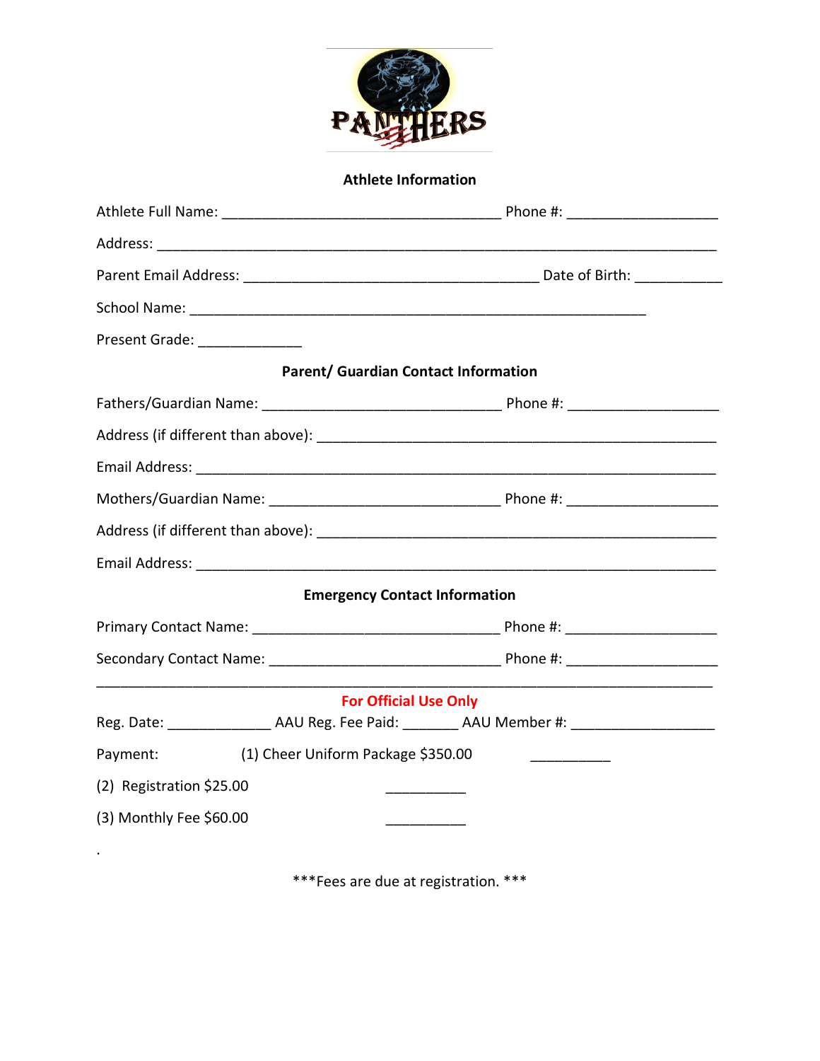PANTHERS

**Athlete Information**

Athlete Full Name: ____________________________________ Phone #: ___________________

Address: _________________________________________________________________________

Parent Email Address: ______________________________________ Date of Birth: ___________

School Name: ___________________________________________________________

Present Grade: _____________

**Parent/ Guardian Contact Information**

Fathers/Guardian Name: ______________________________ Phone #: ___________________

Address (if different than above): ___________________________________________________

Email Address: ________________________________________________________________

Mothers/Guardian Name: _____________________________ Phone #: ___________________

Address (if different than above): ___________________________________________________

Email Address: ________________________________________________________________

**Emergency Contact Information**

Primary Contact Name: ________________________________ Phone #: ___________________

Secondary Contact Name: ______________________________ Phone #: ___________________

_______________________________________________________________________________

**For Official Use Only**

Reg. Date: _____________ AAU Reg. Fee Paid: _______ AAU Member #: __________________

Payment: (1) Cheer Uniform Package $350.00 __________

(2) Registration $25.00 __________

(3) Monthly Fee $60.00 __________

.

***Fees are due at registration. ***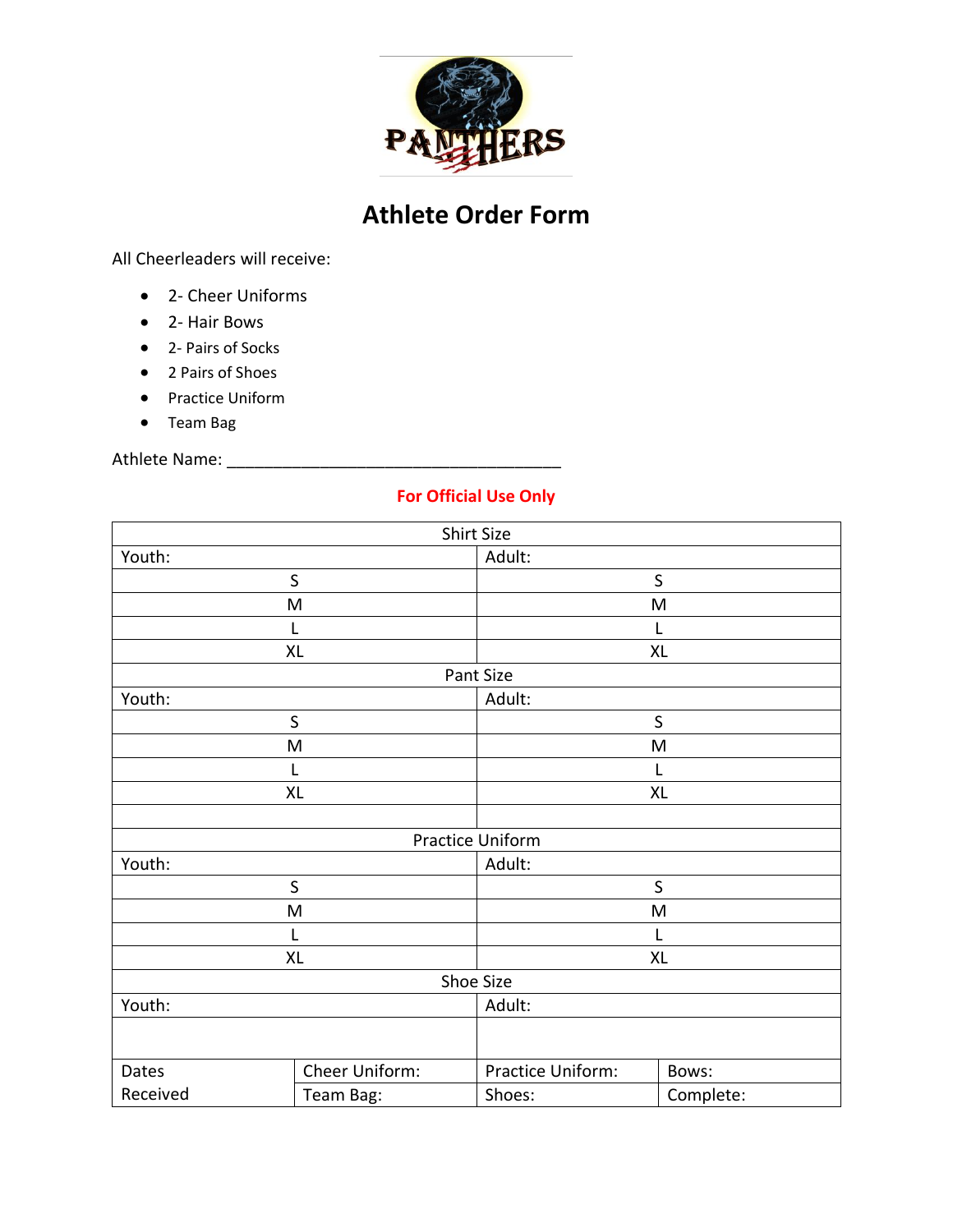# Athlete Order Form

All Cheerleaders will receive:

- 2- Cheer Uniforms
- 2- Hair Bows
- 2- Pairs of Socks
- 2 Pairs of Shoes
- Practice Uniform
- Team Bag

Athlete Name: ___________________________________

**For Official Use Only**

| Shirt Size | | | |
|---|---|---|---|
| Youth: | | Adult: | |
| S | | S | |
| M | | M | |
| L | | L | |
| XL | | XL | |
| Pant Size | | | |
| Youth: | | Adult: | |
| S | | S | |
| M | | M | |
| L | | L | |
| XL | | XL | |
| | | | |
| Practice Uniform | | | |
| Youth: | | Adult: | |
| S | | S | |
| M | | M | |
| L | | L | |
| XL | | XL | |
| Shoe Size | | | |
| Youth: | | Adult: | |
| | | | |
| Dates Received | Cheer Uniform: | Practice Uniform: | Bows: |
| | Team Bag: | Shoes: | Complete: |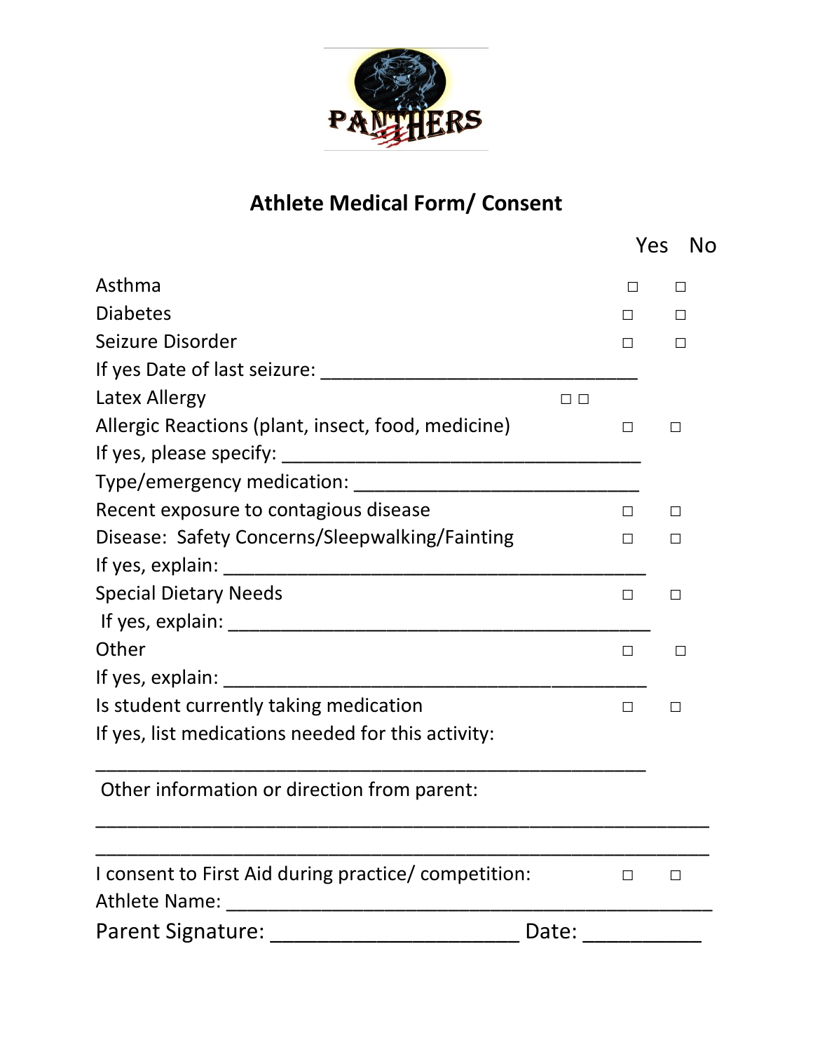PANTHERS

# Athlete Medical Form/ Consent

| | Yes | No |
|---|---|---|
| Asthma | □ | □ |
| Diabetes | □ | □ |
| Seizure Disorder | □ | □ |
| If yes Date of last seizure: ______________________________ | | |
| Latex Allergy | □ | □ |
| Allergic Reactions (plant, insect, food, medicine) | □ | □ |
| If yes, please specify: ___________________________________ | | |
| Type/emergency medication: ___________________________ | | |
| Recent exposure to contagious disease | □ | □ |
| Disease: Safety Concerns/Sleepwalking/Fainting | □ | □ |
| If yes, explain: ________________________________________ | | |
| Special Dietary Needs | □ | □ |
| If yes, explain: ________________________________________ | | |
| Other | □ | □ |
| If yes, explain: _________________________________________ | | |
| Is student currently taking medication | □ | □ |
| If yes, list medications needed for this activity: | | |

_________________________________________________________

Other information or direction from parent:

___________________________________________________________

___________________________________________________________

| | | |
|---|---|---|
| I consent to First Aid during practice/ competition: | □ | □ |

Athlete Name: ___________________________________________________

Parent Signature: _______________________ Date: ___________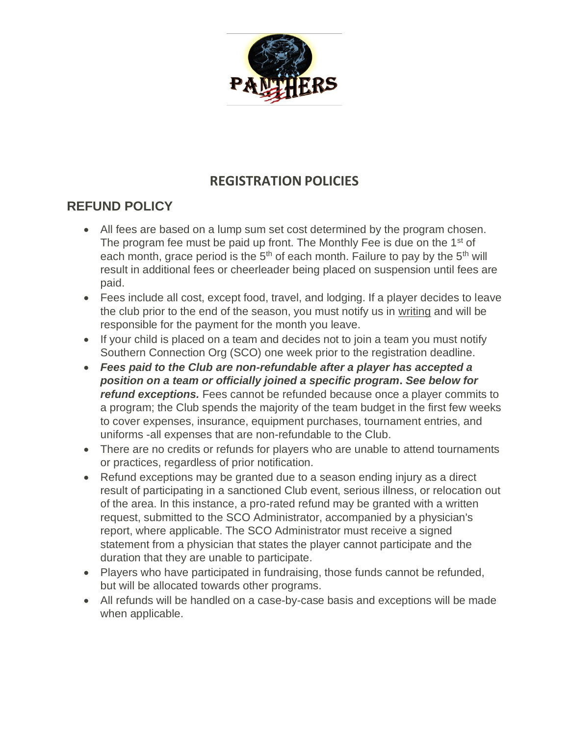# REGISTRATION POLICIES

## REFUND POLICY

- All fees are based on a lump sum set cost determined by the program chosen. The program fee must be paid up front. The Monthly Fee is due on the 1st of each month, grace period is the 5th of each month. Failure to pay by the 5th will result in additional fees or cheerleader being placed on suspension until fees are paid.
- Fees include all cost, except food, travel, and lodging. If a player decides to leave the club prior to the end of the season, you must notify us in writing and will be responsible for the payment for the month you leave.
- If your child is placed on a team and decides not to join a team you must notify Southern Connection Org (SCO) one week prior to the registration deadline.
- ***Fees paid to the Club are non-refundable after a player has accepted a position on a team or officially joined a specific program. See below for refund exceptions.*** Fees cannot be refunded because once a player commits to a program; the Club spends the majority of the team budget in the first few weeks to cover expenses, insurance, equipment purchases, tournament entries, and uniforms -all expenses that are non-refundable to the Club.
- There are no credits or refunds for players who are unable to attend tournaments or practices, regardless of prior notification.
- Refund exceptions may be granted due to a season ending injury as a direct result of participating in a sanctioned Club event, serious illness, or relocation out of the area. In this instance, a pro-rated refund may be granted with a written request, submitted to the SCO Administrator, accompanied by a physician's report, where applicable. The SCO Administrator must receive a signed statement from a physician that states the player cannot participate and the duration that they are unable to participate.
- Players who have participated in fundraising, those funds cannot be refunded, but will be allocated towards other programs.
- All refunds will be handled on a case-by-case basis and exceptions will be made when applicable.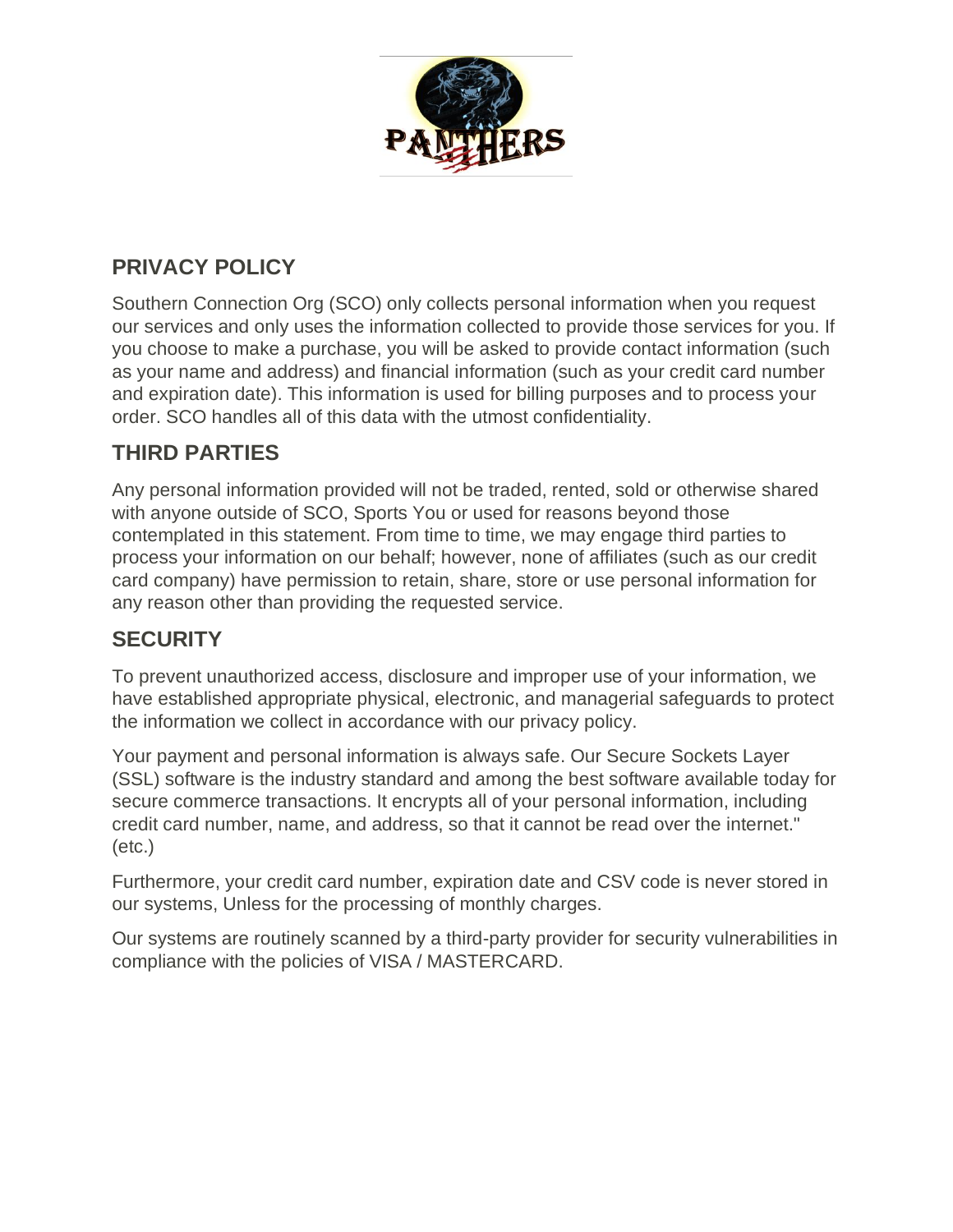## PRIVACY POLICY

Southern Connection Org (SCO) only collects personal information when you request our services and only uses the information collected to provide those services for you. If you choose to make a purchase, you will be asked to provide contact information (such as your name and address) and financial information (such as your credit card number and expiration date). This information is used for billing purposes and to process your order. SCO handles all of this data with the utmost confidentiality.

## THIRD PARTIES

Any personal information provided will not be traded, rented, sold or otherwise shared with anyone outside of SCO, Sports You or used for reasons beyond those contemplated in this statement. From time to time, we may engage third parties to process your information on our behalf; however, none of affiliates (such as our credit card company) have permission to retain, share, store or use personal information for any reason other than providing the requested service.

## SECURITY

To prevent unauthorized access, disclosure and improper use of your information, we have established appropriate physical, electronic, and managerial safeguards to protect the information we collect in accordance with our privacy policy.

Your payment and personal information is always safe. Our Secure Sockets Layer (SSL) software is the industry standard and among the best software available today for secure commerce transactions. It encrypts all of your personal information, including credit card number, name, and address, so that it cannot be read over the internet." (etc.)

Furthermore, your credit card number, expiration date and CSV code is never stored in our systems, Unless for the processing of monthly charges.

Our systems are routinely scanned by a third-party provider for security vulnerabilities in compliance with the policies of VISA / MASTERCARD.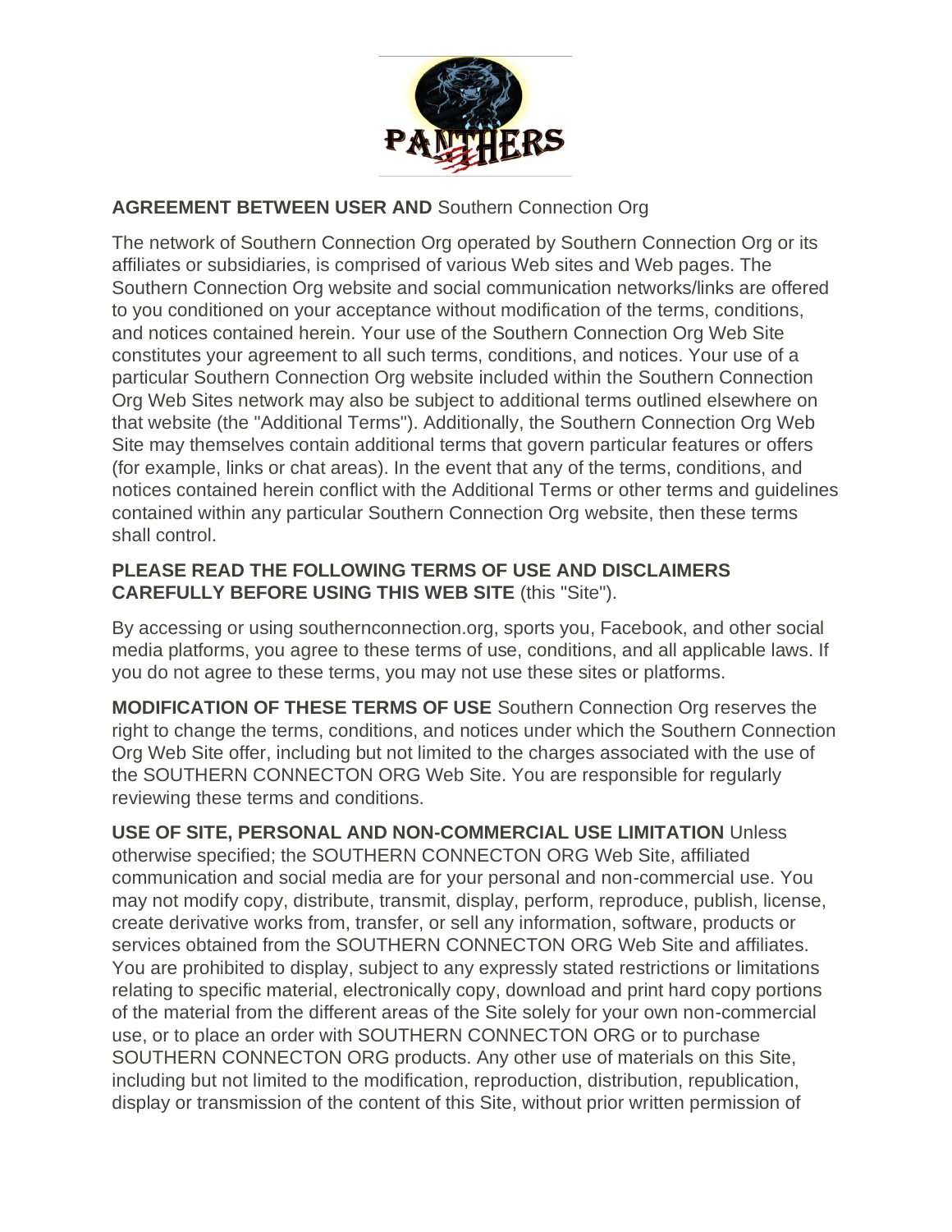**AGREEMENT BETWEEN USER AND** Southern Connection Org

The network of Southern Connection Org operated by Southern Connection Org or its affiliates or subsidiaries, is comprised of various Web sites and Web pages. The Southern Connection Org website and social communication networks/links are offered to you conditioned on your acceptance without modification of the terms, conditions, and notices contained herein. Your use of the Southern Connection Org Web Site constitutes your agreement to all such terms, conditions, and notices. Your use of a particular Southern Connection Org website included within the Southern Connection Org Web Sites network may also be subject to additional terms outlined elsewhere on that website (the "Additional Terms"). Additionally, the Southern Connection Org Web Site may themselves contain additional terms that govern particular features or offers (for example, links or chat areas). In the event that any of the terms, conditions, and notices contained herein conflict with the Additional Terms or other terms and guidelines contained within any particular Southern Connection Org website, then these terms shall control.

**PLEASE READ THE FOLLOWING TERMS OF USE AND DISCLAIMERS CAREFULLY BEFORE USING THIS WEB SITE** (this "Site").

By accessing or using southernconnection.org, sports you, Facebook, and other social media platforms, you agree to these terms of use, conditions, and all applicable laws. If you do not agree to these terms, you may not use these sites or platforms.

**MODIFICATION OF THESE TERMS OF USE** Southern Connection Org reserves the right to change the terms, conditions, and notices under which the Southern Connection Org Web Site offer, including but not limited to the charges associated with the use of the SOUTHERN CONNECTON ORG Web Site. You are responsible for regularly reviewing these terms and conditions.

**USE OF SITE, PERSONAL AND NON-COMMERCIAL USE LIMITATION** Unless otherwise specified; the SOUTHERN CONNECTON ORG Web Site, affiliated communication and social media are for your personal and non-commercial use. You may not modify copy, distribute, transmit, display, perform, reproduce, publish, license, create derivative works from, transfer, or sell any information, software, products or services obtained from the SOUTHERN CONNECTON ORG Web Site and affiliates. You are prohibited to display, subject to any expressly stated restrictions or limitations relating to specific material, electronically copy, download and print hard copy portions of the material from the different areas of the Site solely for your own non-commercial use, or to place an order with SOUTHERN CONNECTON ORG or to purchase SOUTHERN CONNECTON ORG products. Any other use of materials on this Site, including but not limited to the modification, reproduction, distribution, republication, display or transmission of the content of this Site, without prior written permission of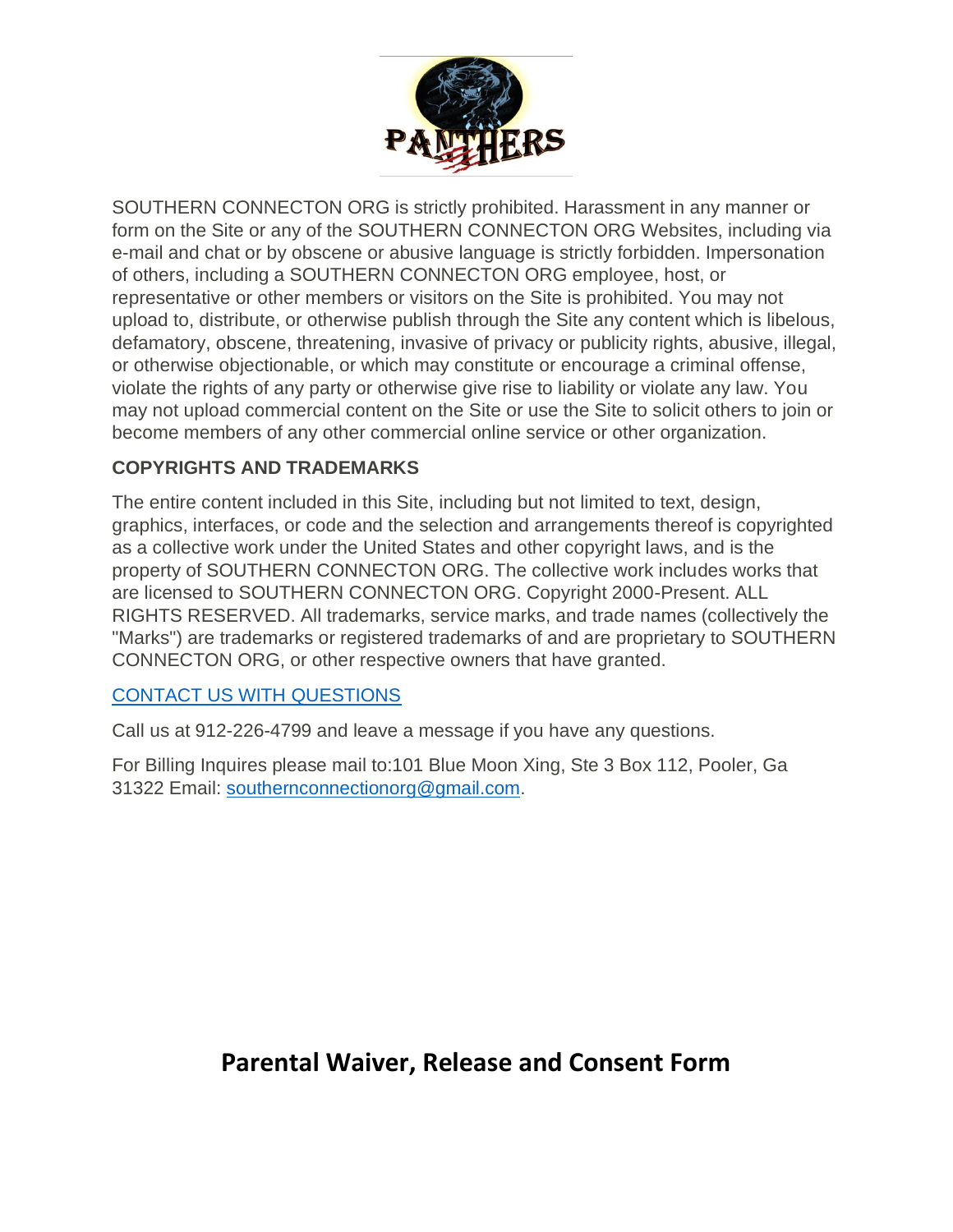SOUTHERN CONNECTON ORG is strictly prohibited. Harassment in any manner or form on the Site or any of the SOUTHERN CONNECTON ORG Websites, including via e-mail and chat or by obscene or abusive language is strictly forbidden. Impersonation of others, including a SOUTHERN CONNECTON ORG employee, host, or representative or other members or visitors on the Site is prohibited. You may not upload to, distribute, or otherwise publish through the Site any content which is libelous, defamatory, obscene, threatening, invasive of privacy or publicity rights, abusive, illegal, or otherwise objectionable, or which may constitute or encourage a criminal offense, violate the rights of any party or otherwise give rise to liability or violate any law. You may not upload commercial content on the Site or use the Site to solicit others to join or become members of any other commercial online service or other organization.

**COPYRIGHTS AND TRADEMARKS**

The entire content included in this Site, including but not limited to text, design, graphics, interfaces, or code and the selection and arrangements thereof is copyrighted as a collective work under the United States and other copyright laws, and is the property of SOUTHERN CONNECTON ORG. The collective work includes works that are licensed to SOUTHERN CONNECTON ORG. Copyright 2000-Present. ALL RIGHTS RESERVED. All trademarks, service marks, and trade names (collectively the "Marks") are trademarks or registered trademarks of and are proprietary to SOUTHERN CONNECTON ORG, or other respective owners that have granted.

CONTACT US WITH QUESTIONS

Call us at 912-226-4799 and leave a message if you have any questions.

For Billing Inquires please mail to:101 Blue Moon Xing, Ste 3 Box 112, Pooler, Ga 31322 Email: southernconnectionorg@gmail.com.

## Parental Waiver, Release and Consent Form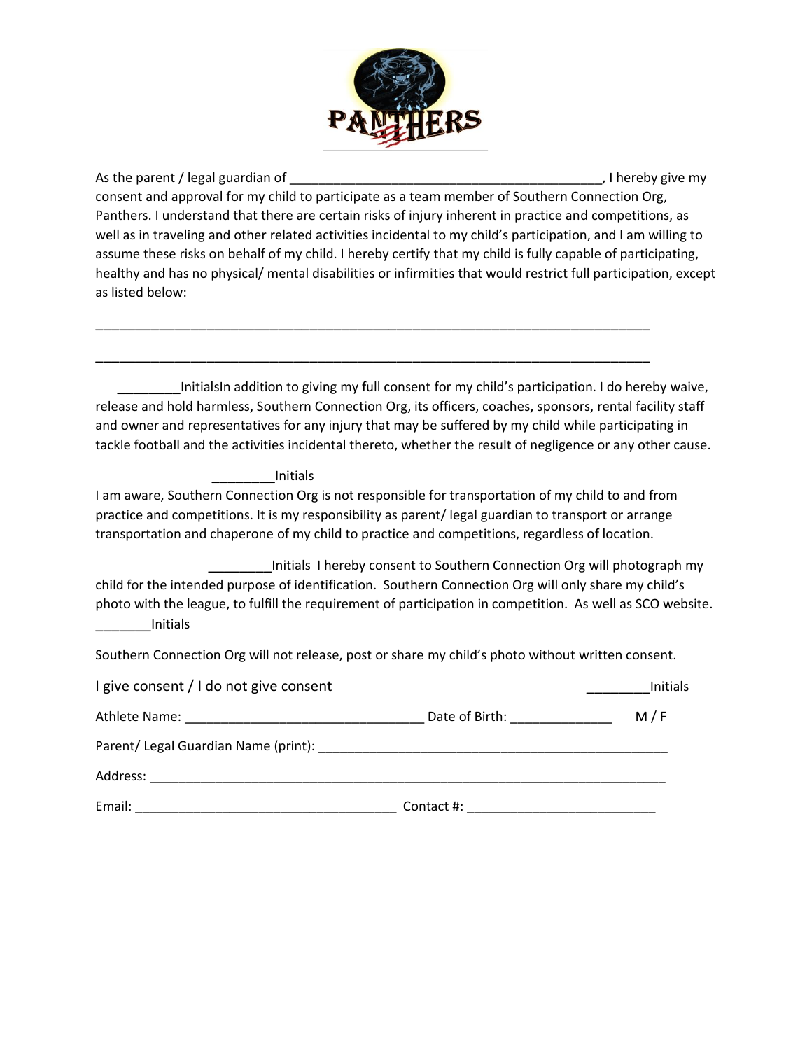PANTHERS

As the parent / legal guardian of ___________________________________________, I hereby give my consent and approval for my child to participate as a team member of Southern Connection Org, Panthers. I understand that there are certain risks of injury inherent in practice and competitions, as well as in traveling and other related activities incidental to my child's participation, and I am willing to assume these risks on behalf of my child. I hereby certify that my child is fully capable of participating, healthy and has no physical/ mental disabilities or infirmities that would restrict full participation, except as listed below:

_______________________________________________________________________________

_______________________________________________________________________________

________InitialsIn addition to giving my full consent for my child's participation. I do hereby waive, release and hold harmless, Southern Connection Org, its officers, coaches, sponsors, rental facility staff and owner and representatives for any injury that may be suffered by my child while participating in tackle football and the activities incidental thereto, whether the result of negligence or any other cause.

________Initials

I am aware, Southern Connection Org is not responsible for transportation of my child to and from practice and competitions. It is my responsibility as parent/ legal guardian to transport or arrange transportation and chaperone of my child to practice and competitions, regardless of location.

________Initials I hereby consent to Southern Connection Org will photograph my child for the intended purpose of identification. Southern Connection Org will only share my child's photo with the league, to fulfill the requirement of participation in competition. As well as SCO website.
_______Initials

Southern Connection Org will not release, post or share my child's photo without written consent.

I give consent / I do not give consent ________Initials

Athlete Name: ________________________________ Date of Birth: _____________ M / F

Parent/ Legal Guardian Name (print): ________________________________________________

Address: ___________________________________________________________________________

Email: ___________________________________ Contact #: _________________________